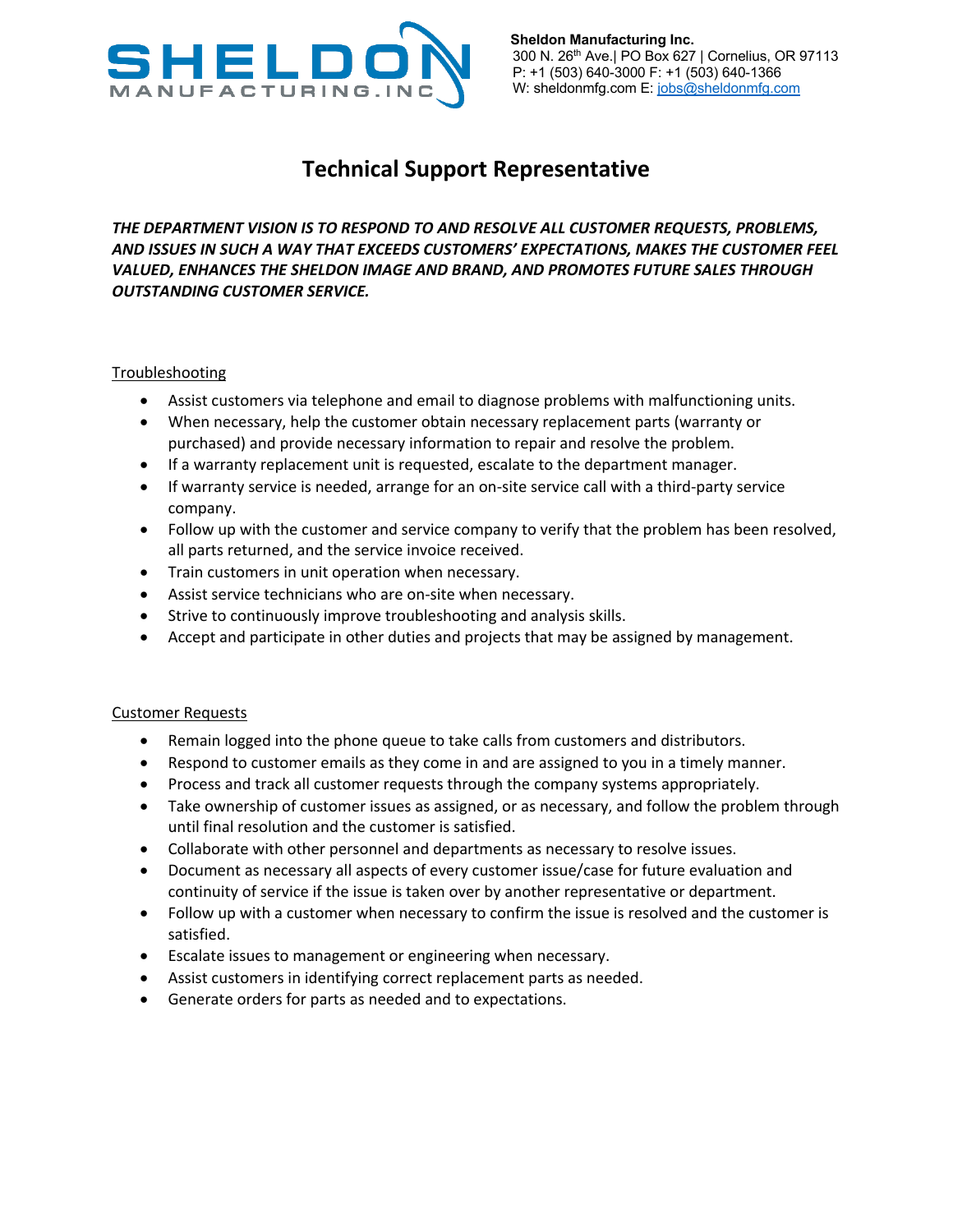SHELDON MANUFACTURING.INC

**Sheldon Manufacturing Inc.**
300 N. 26th Ave.| PO Box 627 | Cornelius, OR 97113
P: +1 (503) 640-3000 F: +1 (503) 640-1366
W: sheldonmfg.com E: jobs@sheldonmfg.com

# Technical Support Representative

***THE DEPARTMENT VISION IS TO RESPOND TO AND RESOLVE ALL CUSTOMER REQUESTS, PROBLEMS, AND ISSUES IN SUCH A WAY THAT EXCEEDS CUSTOMERS' EXPECTATIONS, MAKES THE CUSTOMER FEEL VALUED, ENHANCES THE SHELDON IMAGE AND BRAND, AND PROMOTES FUTURE SALES THROUGH OUTSTANDING CUSTOMER SERVICE.***

## Troubleshooting

- Assist customers via telephone and email to diagnose problems with malfunctioning units.
- When necessary, help the customer obtain necessary replacement parts (warranty or purchased) and provide necessary information to repair and resolve the problem.
- If a warranty replacement unit is requested, escalate to the department manager.
- If warranty service is needed, arrange for an on-site service call with a third-party service company.
- Follow up with the customer and service company to verify that the problem has been resolved, all parts returned, and the service invoice received.
- Train customers in unit operation when necessary.
- Assist service technicians who are on-site when necessary.
- Strive to continuously improve troubleshooting and analysis skills.
- Accept and participate in other duties and projects that may be assigned by management.

## Customer Requests

- Remain logged into the phone queue to take calls from customers and distributors.
- Respond to customer emails as they come in and are assigned to you in a timely manner.
- Process and track all customer requests through the company systems appropriately.
- Take ownership of customer issues as assigned, or as necessary, and follow the problem through until final resolution and the customer is satisfied.
- Collaborate with other personnel and departments as necessary to resolve issues.
- Document as necessary all aspects of every customer issue/case for future evaluation and continuity of service if the issue is taken over by another representative or department.
- Follow up with a customer when necessary to confirm the issue is resolved and the customer is satisfied.
- Escalate issues to management or engineering when necessary.
- Assist customers in identifying correct replacement parts as needed.
- Generate orders for parts as needed and to expectations.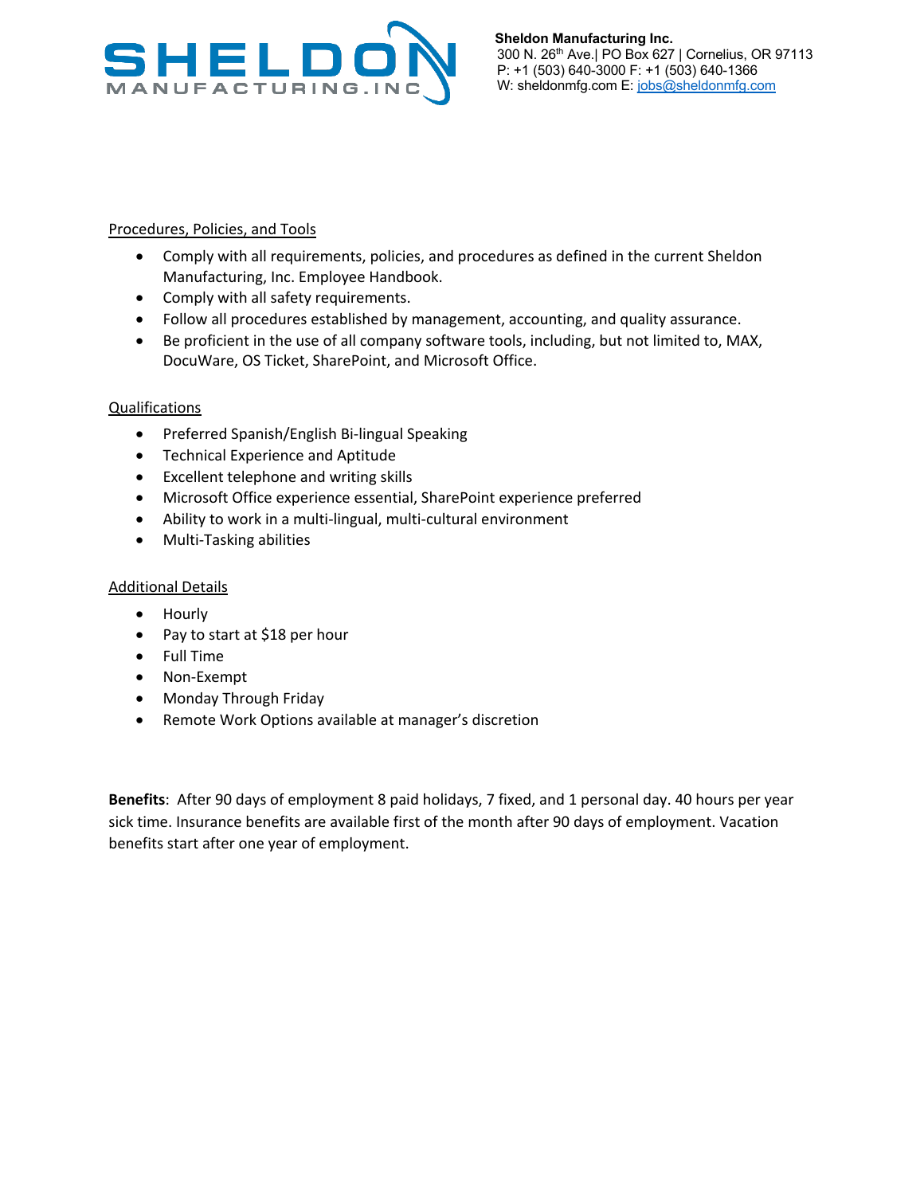Procedures, Policies, and Tools

- Comply with all requirements, policies, and procedures as defined in the current Sheldon Manufacturing, Inc. Employee Handbook.
- Comply with all safety requirements.
- Follow all procedures established by management, accounting, and quality assurance.
- Be proficient in the use of all company software tools, including, but not limited to, MAX, DocuWare, OS Ticket, SharePoint, and Microsoft Office.

Qualifications

- Preferred Spanish/English Bi-lingual Speaking
- Technical Experience and Aptitude
- Excellent telephone and writing skills
- Microsoft Office experience essential, SharePoint experience preferred
- Ability to work in a multi-lingual, multi-cultural environment
- Multi-Tasking abilities

Additional Details

- Hourly
- Pay to start at $18 per hour
- Full Time
- Non-Exempt
- Monday Through Friday
- Remote Work Options available at manager's discretion

**Benefits**: After 90 days of employment 8 paid holidays, 7 fixed, and 1 personal day. 40 hours per year sick time. Insurance benefits are available first of the month after 90 days of employment. Vacation benefits start after one year of employment.